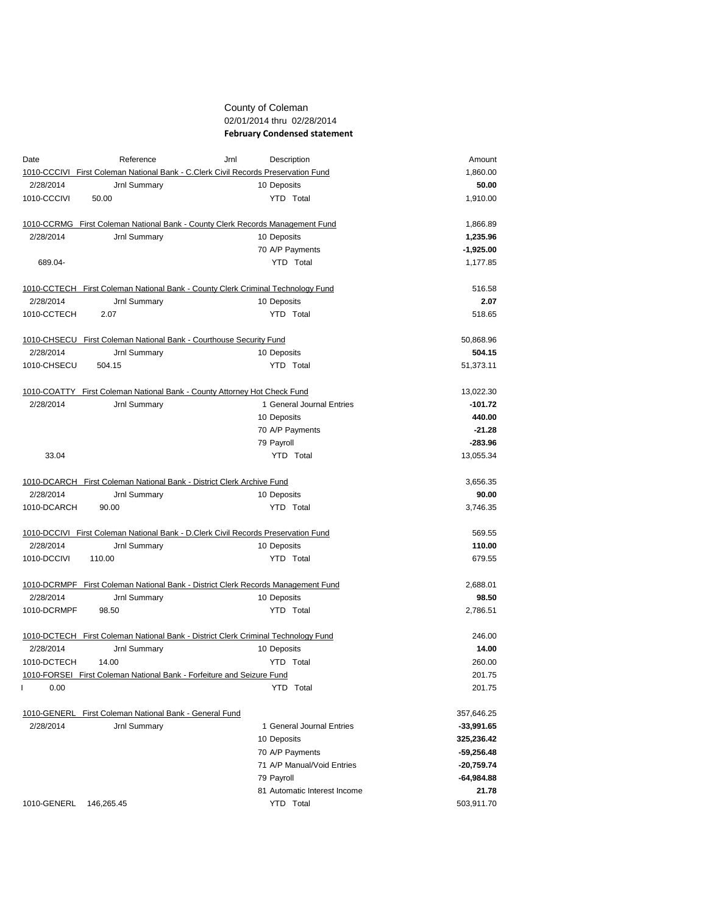County of Coleman
02/01/2014 thru 02/28/2014
**February Condensed statement**

| Date | Reference | Jrnl | Description | Amount |
|---|---|---|---|---|
| 1010-CCCIVI First Coleman National Bank - C.Clerk Civil Records Preservation Fund | | | | 1,860.00 |
| 2/28/2014 | Jrnl Summary | | 10 Deposits | **50.00** |
| 1010-CCCIVI | 50.00 | | YTD Total | 1,910.00 |
| | | | | |
| 1010-CCRMG First Coleman National Bank - County Clerk Records Management Fund | | | | 1,866.89 |
| 2/28/2014 | Jrnl Summary | | 10 Deposits | **1,235.96** |
| | | | 70 A/P Payments | **-1,925.00** |
| 689.04- | | | YTD Total | 1,177.85 |
| | | | | |
| 1010-CCTECH First Coleman National Bank - County Clerk Criminal Technology Fund | | | | 516.58 |
| 2/28/2014 | Jrnl Summary | | 10 Deposits | **2.07** |
| 1010-CCTECH | 2.07 | | YTD Total | 518.65 |
| | | | | |
| 1010-CHSECU First Coleman National Bank - Courthouse Security Fund | | | | 50,868.96 |
| 2/28/2014 | Jrnl Summary | | 10 Deposits | **504.15** |
| 1010-CHSECU | 504.15 | | YTD Total | 51,373.11 |
| | | | | |
| 1010-COATTY First Coleman National Bank - County Attorney Hot Check Fund | | | | 13,022.30 |
| 2/28/2014 | Jrnl Summary | | 1 General Journal Entries | **-101.72** |
| | | | 10 Deposits | **440.00** |
| | | | 70 A/P Payments | **-21.28** |
| | | | 79 Payroll | **-283.96** |
| 33.04 | | | YTD Total | 13,055.34 |
| | | | | |
| 1010-DCARCH First Coleman National Bank - District Clerk Archive Fund | | | | 3,656.35 |
| 2/28/2014 | Jrnl Summary | | 10 Deposits | **90.00** |
| 1010-DCARCH | 90.00 | | YTD Total | 3,746.35 |
| | | | | |
| 1010-DCCIVI First Coleman National Bank - D.Clerk Civil Records Preservation Fund | | | | 569.55 |
| 2/28/2014 | Jrnl Summary | | 10 Deposits | **110.00** |
| 1010-DCCIVI | 110.00 | | YTD Total | 679.55 |
| | | | | |
| 1010-DCRMPF First Coleman National Bank - District Clerk Records Management Fund | | | | 2,688.01 |
| 2/28/2014 | Jrnl Summary | | 10 Deposits | **98.50** |
| 1010-DCRMPF | 98.50 | | YTD Total | 2,786.51 |
| | | | | |
| 1010-DCTECH First Coleman National Bank - District Clerk Criminal Technology Fund | | | | 246.00 |
| 2/28/2014 | Jrnl Summary | | 10 Deposits | **14.00** |
| 1010-DCTECH | 14.00 | | YTD Total | 260.00 |
| 1010-FORSEI First Coleman National Bank - Forfeiture and Seizure Fund | | | | 201.75 |
| I | 0.00 | | YTD Total | 201.75 |
| | | | | |
| 1010-GENERL First Coleman National Bank - General Fund | | | | 357,646.25 |
| 2/28/2014 | Jrnl Summary | | 1 General Journal Entries | **-33,991.65** |
| | | | 10 Deposits | **325,236.42** |
| | | | 70 A/P Payments | **-59,256.48** |
| | | | 71 A/P Manual/Void Entries | **-20,759.74** |
| | | | 79 Payroll | **-64,984.88** |
| | | | 81 Automatic Interest Income | **21.78** |
| 1010-GENERL | 146,265.45 | | YTD Total | 503,911.70 |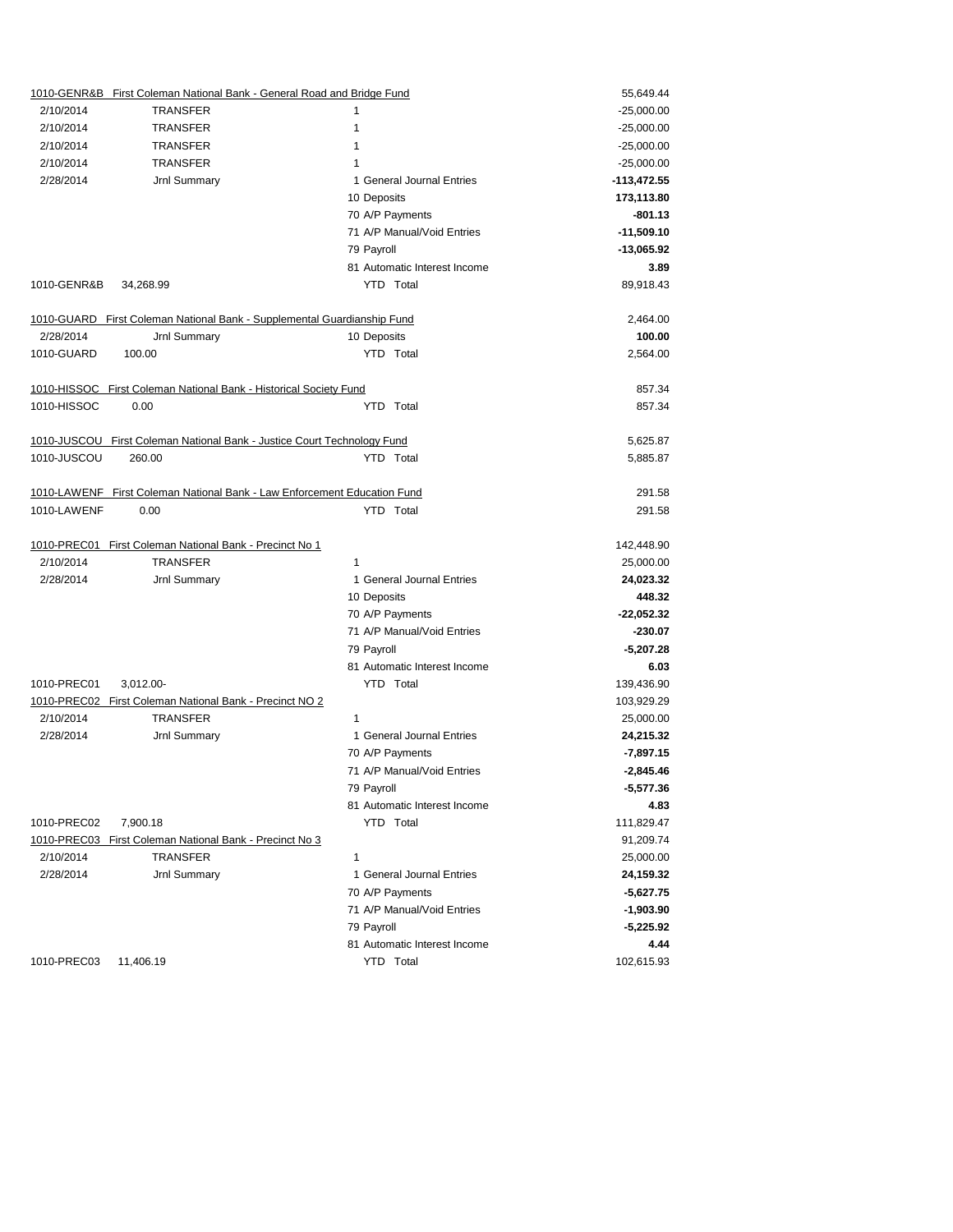| Account / Date | Description | Journal | Amount |
|---|---|---|---|
| 1010-GENR&B | First Coleman National Bank - General Road and Bridge Fund | | 55,649.44 |
| 2/10/2014 | TRANSFER | 1 | -25,000.00 |
| 2/10/2014 | TRANSFER | 1 | -25,000.00 |
| 2/10/2014 | TRANSFER | 1 | -25,000.00 |
| 2/10/2014 | TRANSFER | 1 | -25,000.00 |
| 2/28/2014 | Jrnl Summary | 1 General Journal Entries | **-113,472.55** |
| | | 10 Deposits | **173,113.80** |
| | | 70 A/P Payments | **-801.13** |
| | | 71 A/P Manual/Void Entries | **-11,509.10** |
| | | 79 Payroll | **-13,065.92** |
| | | 81 Automatic Interest Income | **3.89** |
| 1010-GENR&B | 34,268.99 | YTD Total | 89,918.43 |
| | | | |
| 1010-GUARD | First Coleman National Bank - Supplemental Guardianship Fund | | 2,464.00 |
| 2/28/2014 | Jrnl Summary | 10 Deposits | **100.00** |
| 1010-GUARD | 100.00 | YTD Total | 2,564.00 |
| | | | |
| 1010-HISSOC | First Coleman National Bank - Historical Society Fund | | 857.34 |
| 1010-HISSOC | 0.00 | YTD Total | 857.34 |
| | | | |
| 1010-JUSCOU | First Coleman National Bank - Justice Court Technology Fund | | 5,625.87 |
| 1010-JUSCOU | 260.00 | YTD Total | 5,885.87 |
| | | | |
| 1010-LAWENF | First Coleman National Bank - Law Enforcement Education Fund | | 291.58 |
| 1010-LAWENF | 0.00 | YTD Total | 291.58 |
| | | | |
| 1010-PREC01 | First Coleman National Bank - Precinct No 1 | | 142,448.90 |
| 2/10/2014 | TRANSFER | 1 | 25,000.00 |
| 2/28/2014 | Jrnl Summary | 1 General Journal Entries | **24,023.32** |
| | | 10 Deposits | **448.32** |
| | | 70 A/P Payments | **-22,052.32** |
| | | 71 A/P Manual/Void Entries | **-230.07** |
| | | 79 Payroll | **-5,207.28** |
| | | 81 Automatic Interest Income | **6.03** |
| 1010-PREC01 | 3,012.00- | YTD Total | 139,436.90 |
| 1010-PREC02 | First Coleman National Bank - Precinct NO 2 | | 103,929.29 |
| 2/10/2014 | TRANSFER | 1 | 25,000.00 |
| 2/28/2014 | Jrnl Summary | 1 General Journal Entries | **24,215.32** |
| | | 70 A/P Payments | **-7,897.15** |
| | | 71 A/P Manual/Void Entries | **-2,845.46** |
| | | 79 Payroll | **-5,577.36** |
| | | 81 Automatic Interest Income | **4.83** |
| 1010-PREC02 | 7,900.18 | YTD Total | 111,829.47 |
| 1010-PREC03 | First Coleman National Bank - Precinct No 3 | | 91,209.74 |
| 2/10/2014 | TRANSFER | 1 | 25,000.00 |
| 2/28/2014 | Jrnl Summary | 1 General Journal Entries | **24,159.32** |
| | | 70 A/P Payments | **-5,627.75** |
| | | 71 A/P Manual/Void Entries | **-1,903.90** |
| | | 79 Payroll | **-5,225.92** |
| | | 81 Automatic Interest Income | **4.44** |
| 1010-PREC03 | 11,406.19 | YTD Total | 102,615.93 |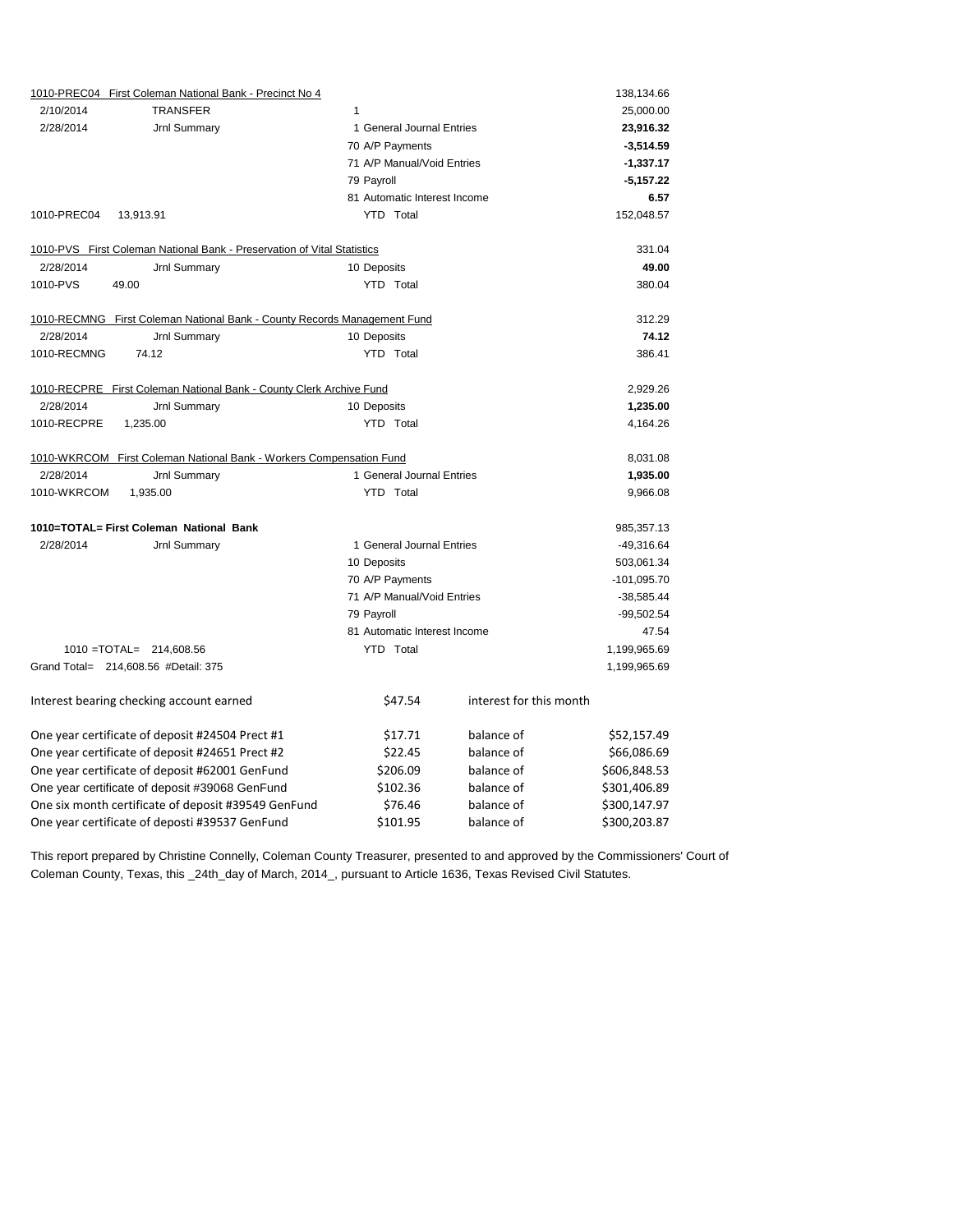| | | | |
|---|---|---|---|
| 1010-PREC04 First Coleman National Bank - Precinct No 4 | | | 138,134.66 |
| 2/10/2014 | TRANSFER | 1 | 25,000.00 |
| 2/28/2014 | Jrnl Summary | 1 General Journal Entries | **23,916.32** |
| | | 70 A/P Payments | **-3,514.59** |
| | | 71 A/P Manual/Void Entries | **-1,337.17** |
| | | 79 Payroll | **-5,157.22** |
| | | 81 Automatic Interest Income | **6.57** |
| 1010-PREC04 | 13,913.91 | YTD Total | 152,048.57 |
| | | | |
| 1010-PVS First Coleman National Bank - Preservation of Vital Statistics | | | 331.04 |
| 2/28/2014 | Jrnl Summary | 10 Deposits | **49.00** |
| 1010-PVS | 49.00 | YTD Total | 380.04 |
| | | | |
| 1010-RECMNG First Coleman National Bank - County Records Management Fund | | | 312.29 |
| 2/28/2014 | Jrnl Summary | 10 Deposits | **74.12** |
| 1010-RECMNG | 74.12 | YTD Total | 386.41 |
| | | | |
| 1010-RECPRE First Coleman National Bank - County Clerk Archive Fund | | | 2,929.26 |
| 2/28/2014 | Jrnl Summary | 10 Deposits | **1,235.00** |
| 1010-RECPRE | 1,235.00 | YTD Total | 4,164.26 |
| | | | |
| 1010-WKRCOM First Coleman National Bank - Workers Compensation Fund | | | 8,031.08 |
| 2/28/2014 | Jrnl Summary | 1 General Journal Entries | **1,935.00** |
| 1010-WKRCOM | 1,935.00 | YTD Total | 9,966.08 |
| | | | |
| **1010=TOTAL= First Coleman National Bank** | | | 985,357.13 |
| 2/28/2014 | Jrnl Summary | 1 General Journal Entries | -49,316.64 |
| | | 10 Deposits | 503,061.34 |
| | | 70 A/P Payments | -101,095.70 |
| | | 71 A/P Manual/Void Entries | -38,585.44 |
| | | 79 Payroll | -99,502.54 |
| | | 81 Automatic Interest Income | 47.54 |
| 1010 =TOTAL= | 214,608.56 | YTD Total | 1,199,965.69 |
| Grand Total= | 214,608.56 #Detail: 375 | | 1,199,965.69 |

| | | | |
|---|---|---|---|
| Interest bearing checking account earned | \$47.54 | interest for this month | |
| One year certificate of deposit #24504 Prect #1 | \$17.71 | balance of | \$52,157.49 |
| One year certificate of deposit #24651 Prect #2 | \$22.45 | balance of | \$66,086.69 |
| One year certificate of deposit #62001 GenFund | \$206.09 | balance of | \$606,848.53 |
| One year certificate of deposit #39068 GenFund | \$102.36 | balance of | \$301,406.89 |
| One six month certificate of deposit #39549 GenFund | \$76.46 | balance of | \$300,147.97 |
| One year certificate of deposti #39537 GenFund | \$101.95 | balance of | \$300,203.87 |

This report prepared by Christine Connelly, Coleman County Treasurer, presented to and approved by the Commissioners' Court of Coleman County, Texas, this _24th_day of March, 2014_, pursuant to Article 1636, Texas Revised Civil Statutes.